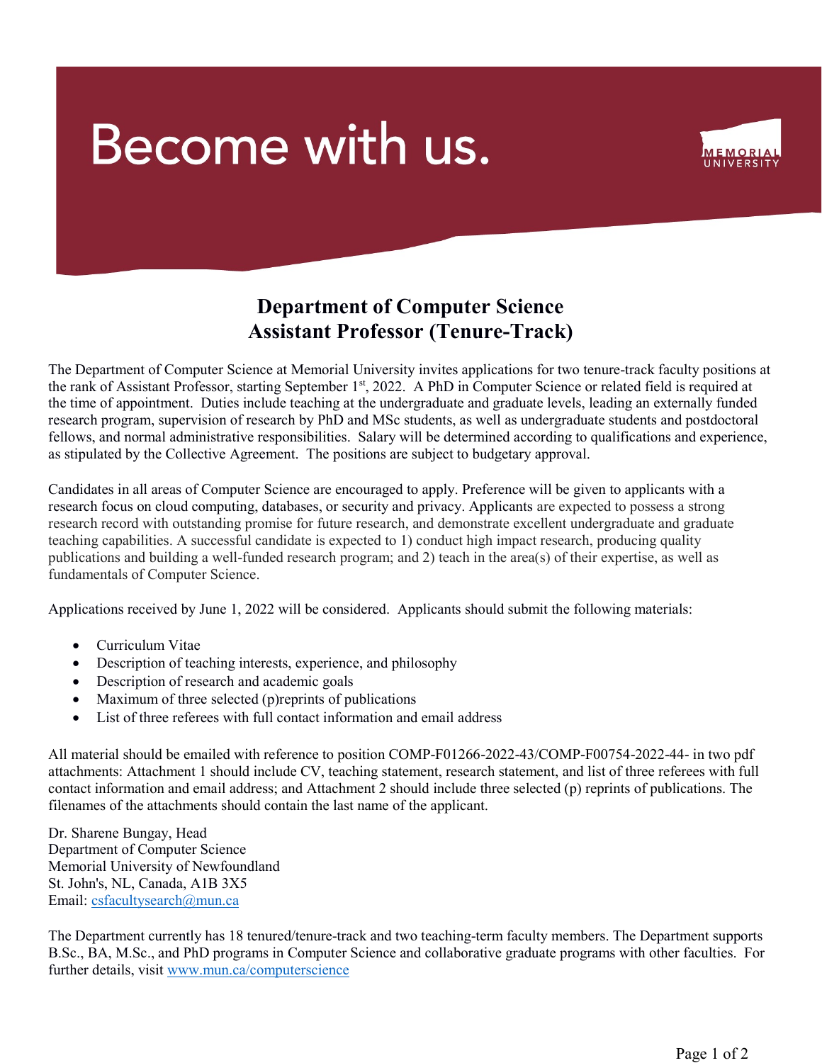# Become with us.

MEMORIAL UNIVERSITY

## Department of Computer Science
## Assistant Professor (Tenure-Track)

The Department of Computer Science at Memorial University invites applications for two tenure-track faculty positions at the rank of Assistant Professor, starting September 1st, 2022. A PhD in Computer Science or related field is required at the time of appointment. Duties include teaching at the undergraduate and graduate levels, leading an externally funded research program, supervision of research by PhD and MSc students, as well as undergraduate students and postdoctoral fellows, and normal administrative responsibilities. Salary will be determined according to qualifications and experience, as stipulated by the Collective Agreement. The positions are subject to budgetary approval.

Candidates in all areas of Computer Science are encouraged to apply. Preference will be given to applicants with a research focus on cloud computing, databases, or security and privacy. Applicants are expected to possess a strong research record with outstanding promise for future research, and demonstrate excellent undergraduate and graduate teaching capabilities. A successful candidate is expected to 1) conduct high impact research, producing quality publications and building a well-funded research program; and 2) teach in the area(s) of their expertise, as well as fundamentals of Computer Science.

Applications received by June 1, 2022 will be considered. Applicants should submit the following materials:

- Curriculum Vitae
- Description of teaching interests, experience, and philosophy
- Description of research and academic goals
- Maximum of three selected (p)reprints of publications
- List of three referees with full contact information and email address

All material should be emailed with reference to position COMP-F01266-2022-43/COMP-F00754-2022-44- in two pdf attachments: Attachment 1 should include CV, teaching statement, research statement, and list of three referees with full contact information and email address; and Attachment 2 should include three selected (p) reprints of publications. The filenames of the attachments should contain the last name of the applicant.

Dr. Sharene Bungay, Head
Department of Computer Science
Memorial University of Newfoundland
St. John's, NL, Canada, A1B 3X5
Email: csfacultysearch@mun.ca

The Department currently has 18 tenured/tenure-track and two teaching-term faculty members. The Department supports B.Sc., BA, M.Sc., and PhD programs in Computer Science and collaborative graduate programs with other faculties. For further details, visit www.mun.ca/computerscience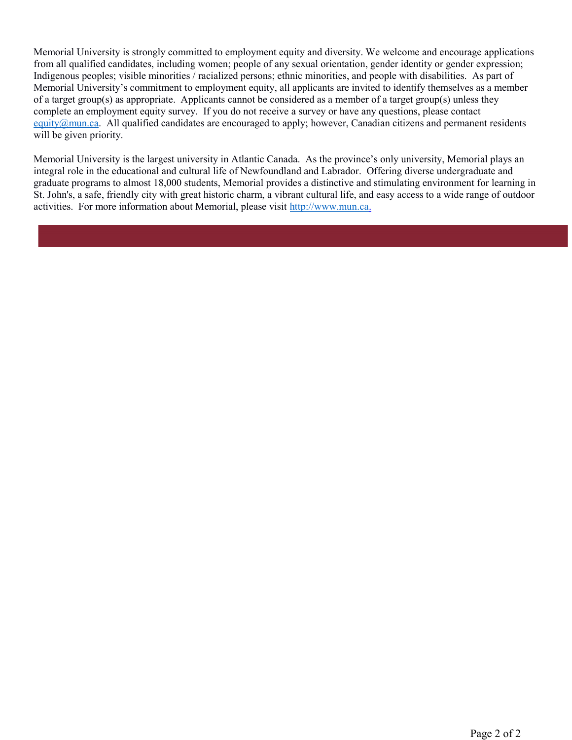Memorial University is strongly committed to employment equity and diversity. We welcome and encourage applications from all qualified candidates, including women; people of any sexual orientation, gender identity or gender expression; Indigenous peoples; visible minorities / racialized persons; ethnic minorities, and people with disabilities. As part of Memorial University's commitment to employment equity, all applicants are invited to identify themselves as a member of a target group(s) as appropriate. Applicants cannot be considered as a member of a target group(s) unless they complete an employment equity survey. If you do not receive a survey or have any questions, please contact equity@mun.ca. All qualified candidates are encouraged to apply; however, Canadian citizens and permanent residents will be given priority.

Memorial University is the largest university in Atlantic Canada. As the province's only university, Memorial plays an integral role in the educational and cultural life of Newfoundland and Labrador. Offering diverse undergraduate and graduate programs to almost 18,000 students, Memorial provides a distinctive and stimulating environment for learning in St. John's, a safe, friendly city with great historic charm, a vibrant cultural life, and easy access to a wide range of outdoor activities. For more information about Memorial, please visit http://www.mun.ca.